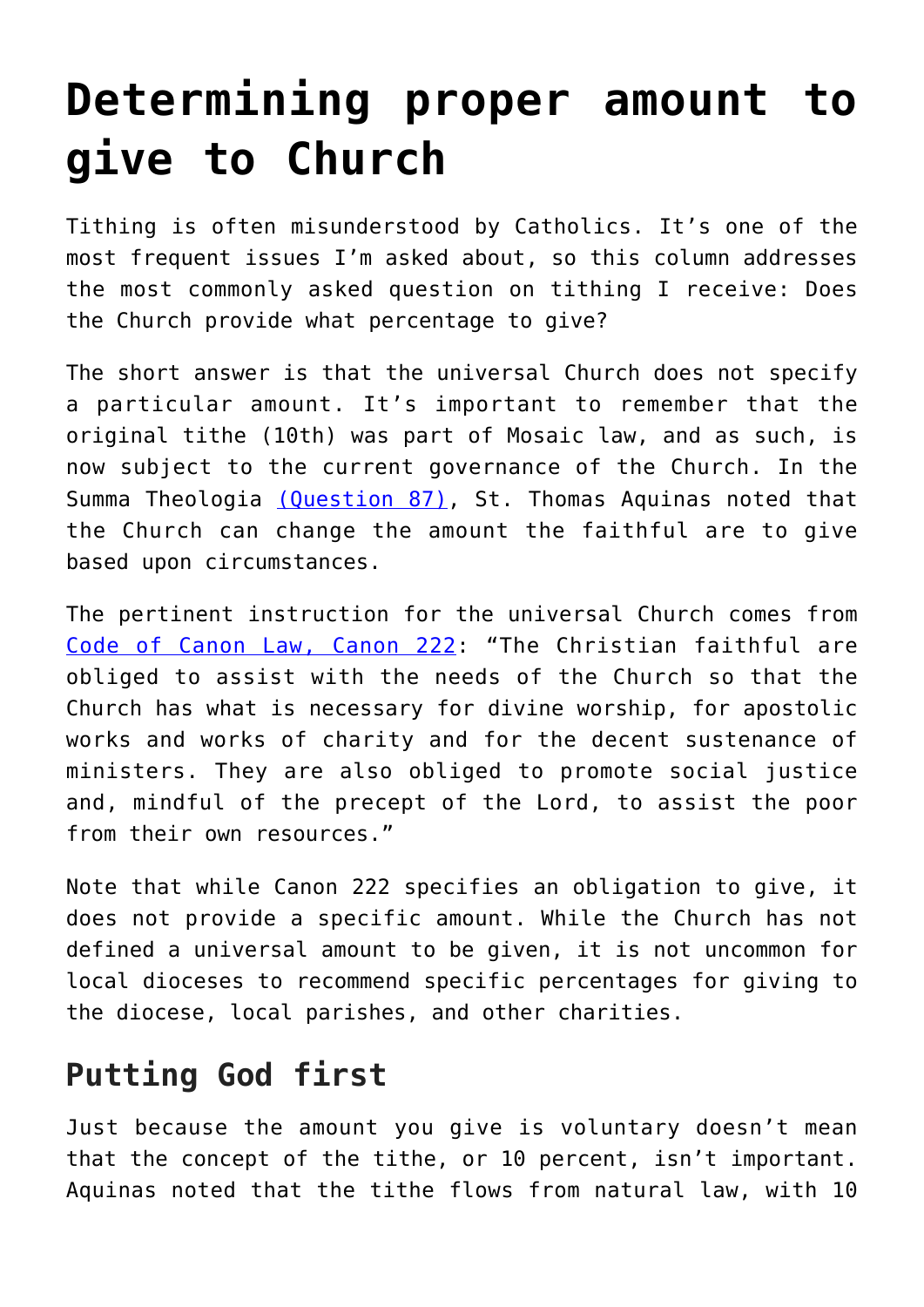# Determining proper amount to give to Church

Tithing is often misunderstood by Catholics. It's one of the most frequent issues I'm asked about, so this column addresses the most commonly asked question on tithing I receive: Does the Church provide what percentage to give?

The short answer is that the universal Church does not specify a particular amount. It's important to remember that the original tithe (10th) was part of Mosaic law, and as such, is now subject to the current governance of the Church. In the Summa Theologia [(Question 87)](), St. Thomas Aquinas noted that the Church can change the amount the faithful are to give based upon circumstances.

The pertinent instruction for the universal Church comes from [Code of Canon Law, Canon 222](): "The Christian faithful are obliged to assist with the needs of the Church so that the Church has what is necessary for divine worship, for apostolic works and works of charity and for the decent sustenance of ministers. They are also obliged to promote social justice and, mindful of the precept of the Lord, to assist the poor from their own resources."

Note that while Canon 222 specifies an obligation to give, it does not provide a specific amount. While the Church has not defined a universal amount to be given, it is not uncommon for local dioceses to recommend specific percentages for giving to the diocese, local parishes, and other charities.

## Putting God first

Just because the amount you give is voluntary doesn't mean that the concept of the tithe, or 10 percent, isn't important. Aquinas noted that the tithe flows from natural law, with 10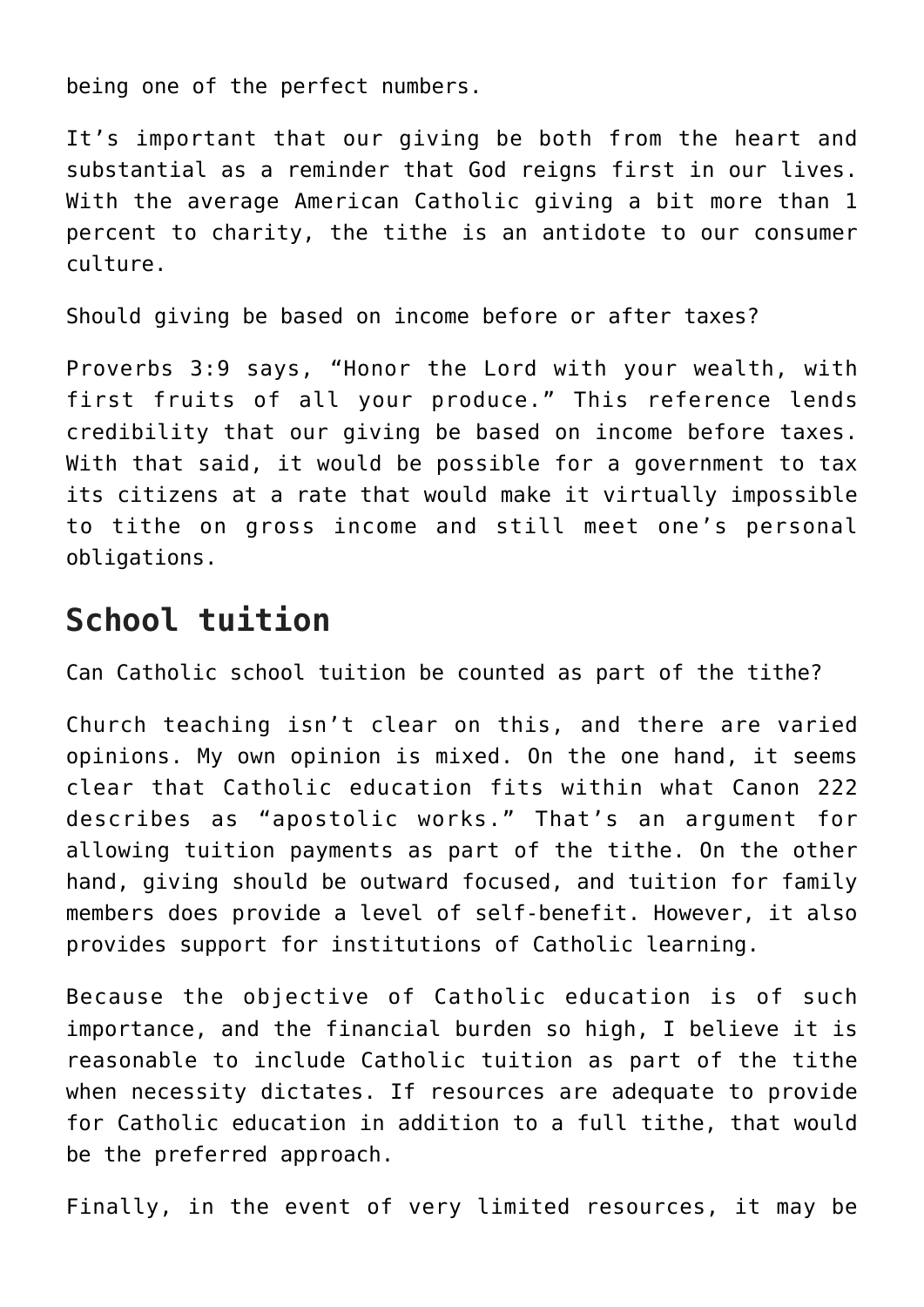being one of the perfect numbers.

It’s important that our giving be both from the heart and substantial as a reminder that God reigns first in our lives. With the average American Catholic giving a bit more than 1 percent to charity, the tithe is an antidote to our consumer culture.

Should giving be based on income before or after taxes?

Proverbs 3:9 says, “Honor the Lord with your wealth, with first fruits of all your produce.” This reference lends credibility that our giving be based on income before taxes. With that said, it would be possible for a government to tax its citizens at a rate that would make it virtually impossible to tithe on gross income and still meet one’s personal obligations.

## School tuition

Can Catholic school tuition be counted as part of the tithe?

Church teaching isn’t clear on this, and there are varied opinions. My own opinion is mixed. On the one hand, it seems clear that Catholic education fits within what Canon 222 describes as “apostolic works.” That’s an argument for allowing tuition payments as part of the tithe. On the other hand, giving should be outward focused, and tuition for family members does provide a level of self-benefit. However, it also provides support for institutions of Catholic learning.

Because the objective of Catholic education is of such importance, and the financial burden so high, I believe it is reasonable to include Catholic tuition as part of the tithe when necessity dictates. If resources are adequate to provide for Catholic education in addition to a full tithe, that would be the preferred approach.

Finally, in the event of very limited resources, it may be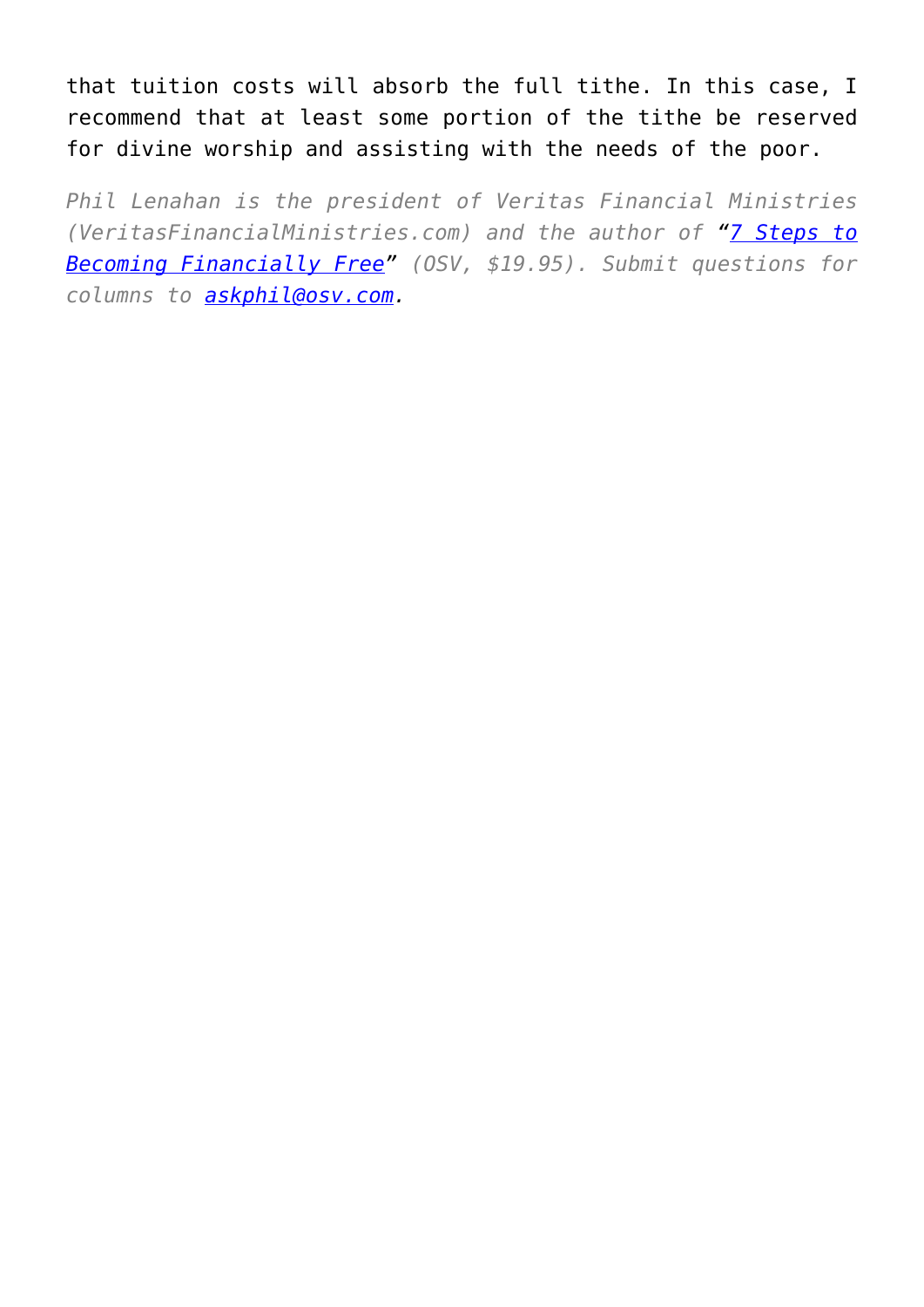that tuition costs will absorb the full tithe. In this case, I recommend that at least some portion of the tithe be reserved for divine worship and assisting with the needs of the poor.

*Phil Lenahan is the president of Veritas Financial Ministries (VeritasFinancialMinistries.com) and the author of "7 Steps to Becoming Financially Free" (OSV, $19.95). Submit questions for columns to askphil@osv.com.*